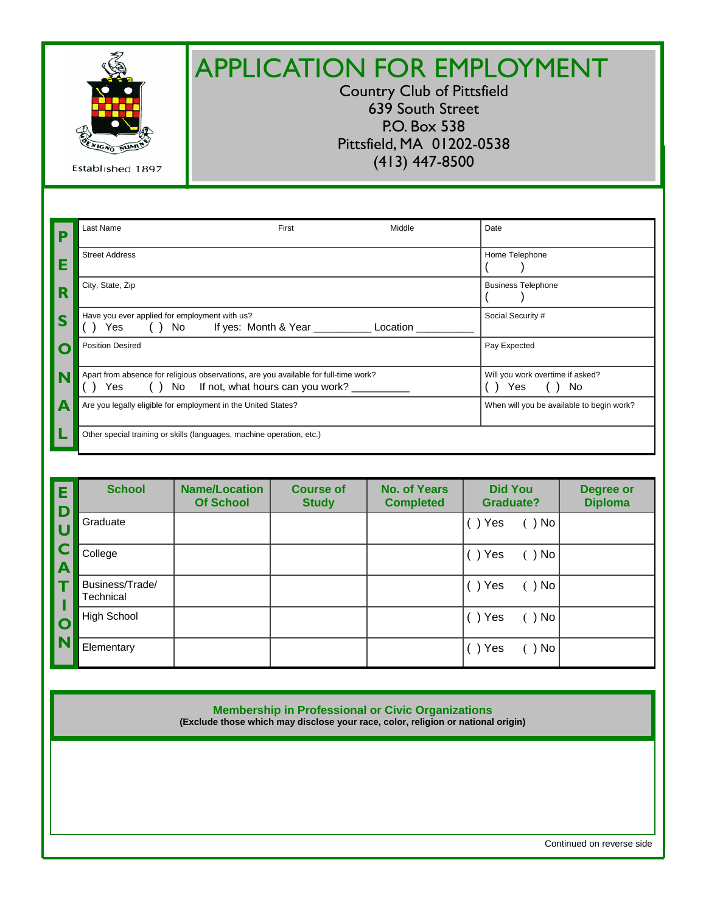# APPLICATION FOR EMPLOYMENT

Country Club of Pittsfield
639 South Street
P.O. Box 538
Pittsfield, MA 01202-0538
(413) 447-8500

BENIGNO NUMINE

Established 1897

## PERSONAL

| | |
|---|---|
| Last Name First Middle | Date |
| Street Address | Home Telephone ( ) |
| City, State, Zip | Business Telephone ( ) |
| Have you ever applied for employment with us? ( ) Yes ( ) No If yes: Month & Year __________ Location __________ | Social Security # |
| Position Desired | Pay Expected |
| Apart from absence for religious observations, are you available for full-time work? ( ) Yes ( ) No If not, what hours can you work? __________ | Will you work overtime if asked? ( ) Yes ( ) No |
| Are you legally eligible for employment in the United States? | When will you be available to begin work? |
| Other special training or skills (languages, machine operation, etc.) | |

## EDUCATION

| School | Name/Location Of School | Course of Study | No. of Years Completed | Did You Graduate? | Degree or Diploma |
|---|---|---|---|---|---|
| Graduate | | | | ( ) Yes ( ) No | |
| College | | | | ( ) Yes ( ) No | |
| Business/Trade/ Technical | | | | ( ) Yes ( ) No | |
| High School | | | | ( ) Yes ( ) No | |
| Elementary | | | | ( ) Yes ( ) No | |

## Membership in Professional or Civic Organizations

**(Exclude those which may disclose your race, color, religion or national origin)**

Continued on reverse side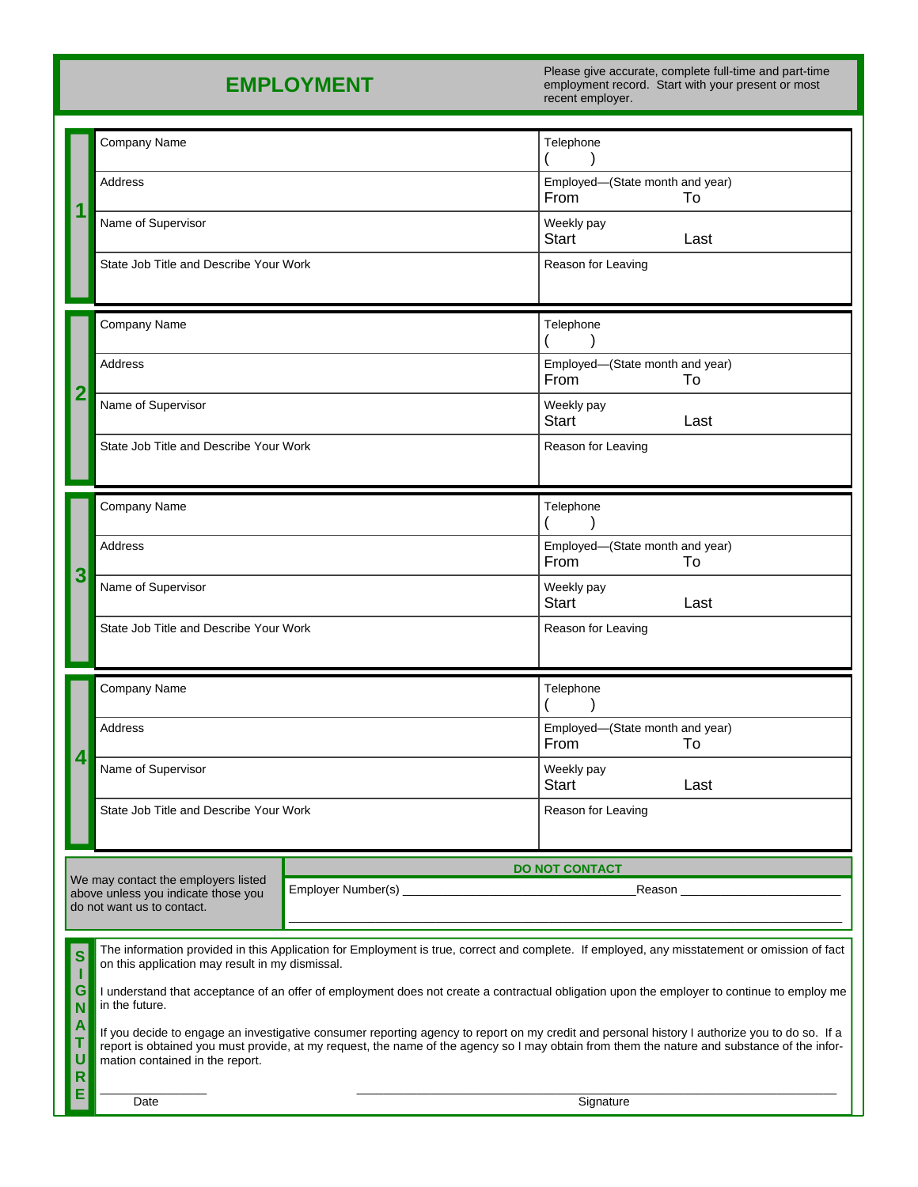## EMPLOYMENT

Please give accurate, complete full-time and part-time employment record. Start with your present or most recent employer.

**1**

| | |
|---|---|
| Company Name | Telephone<br>(  ) |
| Address | Employed—(State month and year)<br>From    To |
| Name of Supervisor | Weekly pay<br>Start    Last |
| State Job Title and Describe Your Work | Reason for Leaving |

**2**

| | |
|---|---|
| Company Name | Telephone<br>(  ) |
| Address | Employed—(State month and year)<br>From    To |
| Name of Supervisor | Weekly pay<br>Start    Last |
| State Job Title and Describe Your Work | Reason for Leaving |

**3**

| | |
|---|---|
| Company Name | Telephone<br>(  ) |
| Address | Employed—(State month and year)<br>From    To |
| Name of Supervisor | Weekly pay<br>Start    Last |
| State Job Title and Describe Your Work | Reason for Leaving |

**4**

| | |
|---|---|
| Company Name | Telephone<br>(  ) |
| Address | Employed—(State month and year)<br>From    To |
| Name of Supervisor | Weekly pay<br>Start    Last |
| State Job Title and Describe Your Work | Reason for Leaving |

We may contact the employers listed above unless you indicate those you do not want us to contact.

**DO NOT CONTACT**

Employer Number(s) ______________________ Reason ______________________

______________________________________________________________

### SIGNATURE

The information provided in this Application for Employment is true, correct and complete. If employed, any misstatement or omission of fact on this application may result in my dismissal.

I understand that acceptance of an offer of employment does not create a contractual obligation upon the employer to continue to employ me in the future.

If you decide to engage an investigative consumer reporting agency to report on my credit and personal history I authorize you to do so. If a report is obtained you must provide, at my request, the name of the agency so I may obtain from them the nature and substance of the information contained in the report.

______________ Date

______________________________ Signature